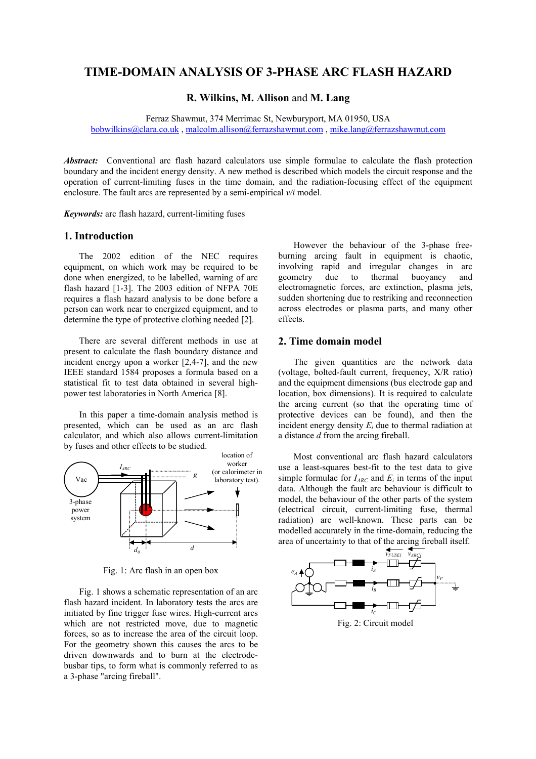# TIME-DOMAIN ANALYSIS OF 3-PHASE ARC FLASH HAZARD

**R. Wilkins, M. Allison** and **M. Lang**

Ferraz Shawmut, 374 Merrimac St, Newburyport, MA 01950, USA
bobwilkins@clara.co.uk , malcolm.allison@ferrazshawmut.com , mike.lang@ferrazshawmut.com

***Abstract:*** Conventional arc flash hazard calculators use simple formulae to calculate the flash protection boundary and the incident energy density. A new method is described which models the circuit response and the operation of current-limiting fuses in the time domain, and the radiation-focusing effect of the equipment enclosure. The fault arcs are represented by a semi-empirical *v/i* model.

***Keywords:*** arc flash hazard, current-limiting fuses

## 1. Introduction

The 2002 edition of the NEC requires equipment, on which work may be required to be done when energized, to be labelled, warning of arc flash hazard [1-3]. The 2003 edition of NFPA 70E requires a flash hazard analysis to be done before a person can work near to energized equipment, and to determine the type of protective clothing needed [2].

There are several different methods in use at present to calculate the flash boundary distance and incident energy upon a worker [2,4-7], and the new IEEE standard 1584 proposes a formula based on a statistical fit to test data obtained in several high-power test laboratories in North America [8].

In this paper a time-domain analysis method is presented, which can be used as an arc flash calculator, and which also allows current-limitation by fuses and other effects to be studied.

Fig. 1: Arc flash in an open box

Fig. 1 shows a schematic representation of an arc flash hazard incident. In laboratory tests the arcs are initiated by fine trigger fuse wires. High-current arcs which are not restricted move, due to magnetic forces, so as to increase the area of the circuit loop. For the geometry shown this causes the arcs to be driven downwards and to burn at the electrode-busbar tips, to form what is commonly referred to as a 3-phase "arcing fireball".

However the behaviour of the 3-phase free-burning arcing fault in equipment is chaotic, involving rapid and irregular changes in arc geometry due to thermal buoyancy and electromagnetic forces, arc extinction, plasma jets, sudden shortening due to restriking and reconnection across electrodes or plasma parts, and many other effects.

## 2. Time domain model

The given quantities are the network data (voltage, bolted-fault current, frequency, X/R ratio) and the equipment dimensions (bus electrode gap and location, box dimensions). It is required to calculate the arcing current (so that the operating time of protective devices can be found), and then the incident energy density $E_i$ due to thermal radiation at a distance $d$ from the arcing fireball.

Most conventional arc flash hazard calculators use a least-squares best-fit to the test data to give simple formulae for $I_{ARC}$ and $E_i$ in terms of the input data. Although the fault arc behaviour is difficult to model, the behaviour of the other parts of the system (electrical circuit, current-limiting fuse, thermal radiation) are well-known. These parts can be modelled accurately in the time-domain, reducing the area of uncertainty to that of the arcing fireball itself.

Fig. 2: Circuit model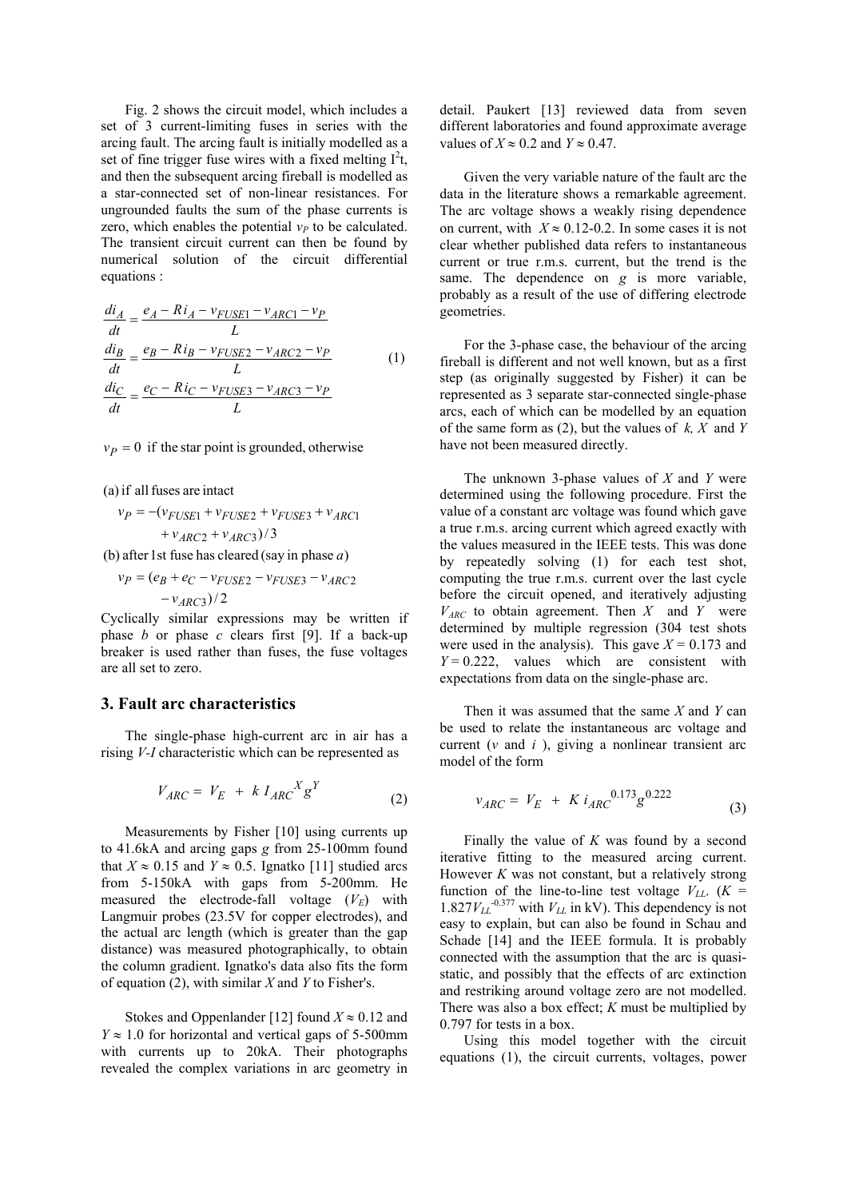Fig. 2 shows the circuit model, which includes a set of 3 current-limiting fuses in series with the arcing fault. The arcing fault is initially modelled as a set of fine trigger fuse wires with a fixed melting $I^2t$, and then the subsequent arcing fireball is modelled as a star-connected set of non-linear resistances. For ungrounded faults the sum of the phase currents is zero, which enables the potential $v_P$ to be calculated. The transient circuit current can then be found by numerical solution of the circuit differential equations :

$$
\begin{aligned}
\frac{di_A}{dt} &= \frac{e_A - Ri_A - v_{FUSE1} - v_{ARC1} - v_P}{L} \\
\frac{di_B}{dt} &= \frac{e_B - Ri_B - v_{FUSE2} - v_{ARC2} - v_P}{L} \\
\frac{di_C}{dt} &= \frac{e_C - Ri_C - v_{FUSE3} - v_{ARC3} - v_P}{L}
\end{aligned}
\tag{1}
$$

$v_P = 0$ if the star point is grounded, otherwise

(a) if all fuses are intact

$$
v_P = -(v_{FUSE1} + v_{FUSE2} + v_{FUSE3} + v_{ARC1} + v_{ARC2} + v_{ARC3})/3
$$

(b) after 1st fuse has cleared (say in phase $a$)

$$
v_P = (e_B + e_C - v_{FUSE2} - v_{FUSE3} - v_{ARC2} - v_{ARC3})/2
$$

Cyclically similar expressions may be written if phase $b$ or phase $c$ clears first [9]. If a back-up breaker is used rather than fuses, the fuse voltages are all set to zero.

## 3. Fault arc characteristics

The single-phase high-current arc in air has a rising $V$-$I$ characteristic which can be represented as

$$
V_{ARC} = V_E + k\, I_{ARC}^{X} g^{Y} \tag{2}
$$

Measurements by Fisher [10] using currents up to 41.6kA and arcing gaps $g$ from 25-100mm found that $X \approx 0.15$ and $Y \approx 0.5$. Ignatko [11] studied arcs from 5-150kA with gaps from 5-200mm. He measured the electrode-fall voltage ($V_E$) with Langmuir probes (23.5V for copper electrodes), and the actual arc length (which is greater than the gap distance) was measured photographically, to obtain the column gradient. Ignatko's data also fits the form of equation (2), with similar $X$ and $Y$ to Fisher's.

Stokes and Oppenlander [12] found $X \approx 0.12$ and $Y \approx 1.0$ for horizontal and vertical gaps of 5-500mm with currents up to 20kA. Their photographs revealed the complex variations in arc geometry in detail. Paukert [13] reviewed data from seven different laboratories and found approximate average values of $X \approx 0.2$ and $Y \approx 0.47$.

Given the very variable nature of the fault arc the data in the literature shows a remarkable agreement. The arc voltage shows a weakly rising dependence on current, with $X \approx 0.12$-$0.2$. In some cases it is not clear whether published data refers to instantaneous current or true r.m.s. current, but the trend is the same. The dependence on $g$ is more variable, probably as a result of the use of differing electrode geometries.

For the 3-phase case, the behaviour of the arcing fireball is different and not well known, but as a first step (as originally suggested by Fisher) it can be represented as 3 separate star-connected single-phase arcs, each of which can be modelled by an equation of the same form as (2), but the values of $k$, $X$ and $Y$ have not been measured directly.

The unknown 3-phase values of $X$ and $Y$ were determined using the following procedure. First the value of a constant arc voltage was found which gave a true r.m.s. arcing current which agreed exactly with the values measured in the IEEE tests. This was done by repeatedly solving (1) for each test shot, computing the true r.m.s. current over the last cycle before the circuit opened, and iteratively adjusting $V_{ARC}$ to obtain agreement. Then $X$ and $Y$ were determined by multiple regression (304 test shots were used in the analysis). This gave $X = 0.173$ and $Y = 0.222$, values which are consistent with expectations from data on the single-phase arc.

Then it was assumed that the same $X$ and $Y$ can be used to relate the instantaneous arc voltage and current ($v$ and $i$ ), giving a nonlinear transient arc model of the form

$$
v_{ARC} = V_E + K\, i_{ARC}^{0.173} g^{0.222} \tag{3}
$$

Finally the value of $K$ was found by a second iterative fitting to the measured arcing current. However $K$ was not constant, but a relatively strong function of the line-to-line test voltage $V_{LL}$. ($K = 1.827 V_{LL}^{-0.377}$ with $V_{LL}$ in kV). This dependency is not easy to explain, but can also be found in Schau and Schade [14] and the IEEE formula. It is probably connected with the assumption that the arc is quasi-static, and possibly that the effects of arc extinction and restriking around voltage zero are not modelled. There was also a box effect; $K$ must be multiplied by 0.797 for tests in a box.

Using this model together with the circuit equations (1), the circuit currents, voltages, power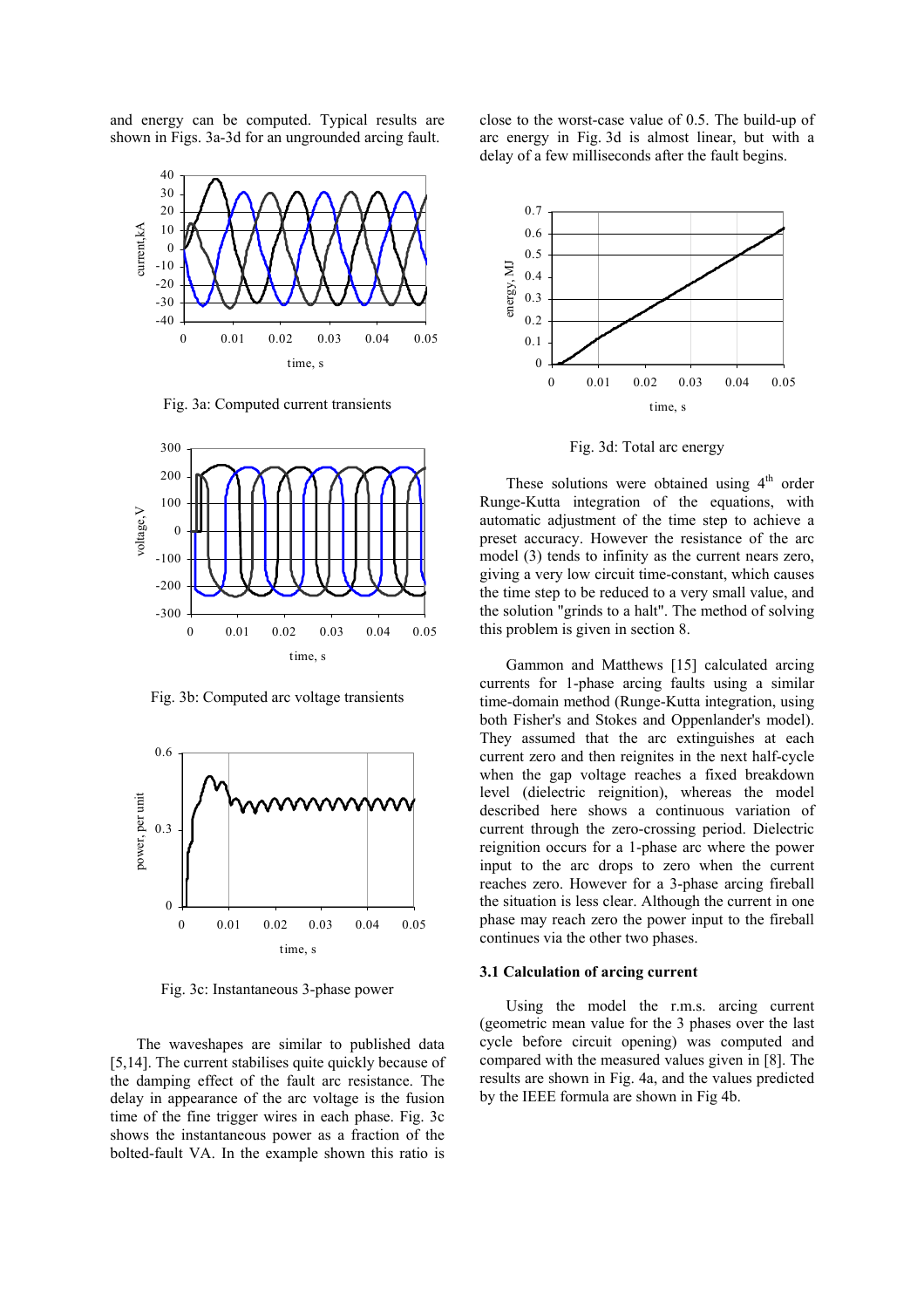and energy can be computed. Typical results are shown in Figs. 3a-3d for an ungrounded arcing fault.

Fig. 3a: Computed current transients

Fig. 3b: Computed arc voltage transients

Fig. 3c: Instantaneous 3-phase power

The waveshapes are similar to published data [5,14]. The current stabilises quite quickly because of the damping effect of the fault arc resistance. The delay in appearance of the arc voltage is the fusion time of the fine trigger wires in each phase. Fig. 3c shows the instantaneous power as a fraction of the bolted-fault VA. In the example shown this ratio is close to the worst-case value of 0.5. The build-up of arc energy in Fig. 3d is almost linear, but with a delay of a few milliseconds after the fault begins.

Fig. 3d: Total arc energy

These solutions were obtained using 4th order Runge-Kutta integration of the equations, with automatic adjustment of the time step to achieve a preset accuracy. However the resistance of the arc model (3) tends to infinity as the current nears zero, giving a very low circuit time-constant, which causes the time step to be reduced to a very small value, and the solution "grinds to a halt". The method of solving this problem is given in section 8.

Gammon and Matthews [15] calculated arcing currents for 1-phase arcing faults using a similar time-domain method (Runge-Kutta integration, using both Fisher's and Stokes and Oppenlander's model). They assumed that the arc extinguishes at each current zero and then reignites in the next half-cycle when the gap voltage reaches a fixed breakdown level (dielectric reignition), whereas the model described here shows a continuous variation of current through the zero-crossing period. Dielectric reignition occurs for a 1-phase arc where the power input to the arc drops to zero when the current reaches zero. However for a 3-phase arcing fireball the situation is less clear. Although the current in one phase may reach zero the power input to the fireball continues via the other two phases.

### 3.1 Calculation of arcing current

Using the model the r.m.s. arcing current (geometric mean value for the 3 phases over the last cycle before circuit opening) was computed and compared with the measured values given in [8]. The results are shown in Fig. 4a, and the values predicted by the IEEE formula are shown in Fig 4b.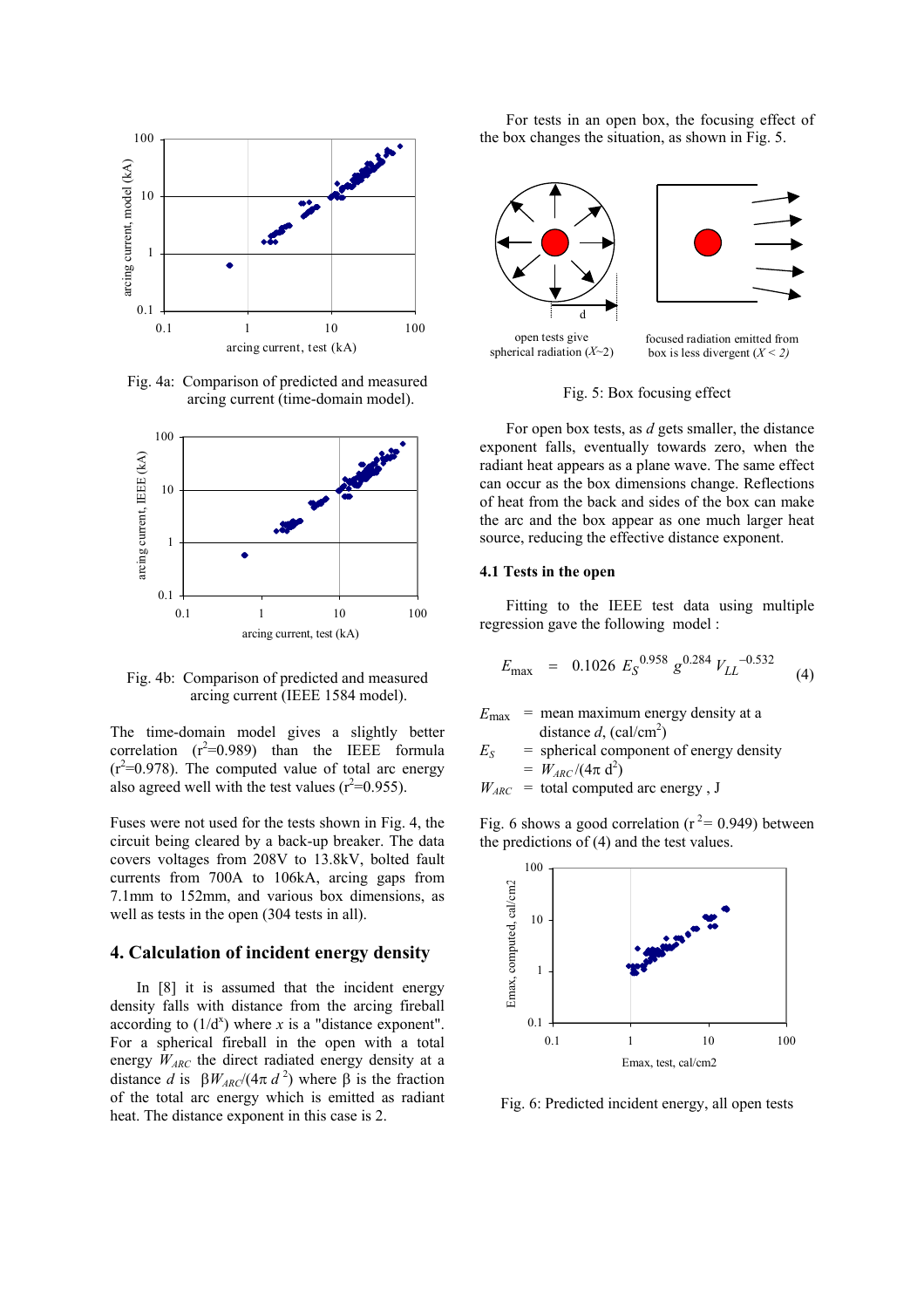Fig. 4a: Comparison of predicted and measured arcing current (time-domain model).

Fig. 4b: Comparison of predicted and measured arcing current (IEEE 1584 model).

The time-domain model gives a slightly better correlation ($r^2$=0.989) than the IEEE formula ($r^2$=0.978). The computed value of total arc energy also agreed well with the test values ($r^2$=0.955).

Fuses were not used for the tests shown in Fig. 4, the circuit being cleared by a back-up breaker. The data covers voltages from 208V to 13.8kV, bolted fault currents from 700A to 106kA, arcing gaps from 7.1mm to 152mm, and various box dimensions, as well as tests in the open (304 tests in all).

## 4. Calculation of incident energy density

In [8] it is assumed that the incident energy density falls with distance from the arcing fireball according to ($1/d^x$) where $x$ is a "distance exponent". For a spherical fireball in the open with a total energy $W_{ARC}$ the direct radiated energy density at a distance $d$ is $\beta W_{ARC}/(4\pi d^2)$ where $\beta$ is the fraction of the total arc energy which is emitted as radiant heat. The distance exponent in this case is 2.

For tests in an open box, the focusing effect of the box changes the situation, as shown in Fig. 5.

open tests give spherical radiation ($X$~2)

focused radiation emitted from box is less divergent ($X$ < 2)

Fig. 5: Box focusing effect

For open box tests, as $d$ gets smaller, the distance exponent falls, eventually towards zero, when the radiant heat appears as a plane wave. The same effect can occur as the box dimensions change. Reflections of heat from the back and sides of the box can make the arc and the box appear as one much larger heat source, reducing the effective distance exponent.

### 4.1 Tests in the open

Fitting to the IEEE test data using multiple regression gave the following model :

$$E_{max} = 0.1026\, E_S^{0.958}\, g^{0.284}\, V_{LL}^{-0.532} \tag{4}$$

$E_{max}$ = mean maximum energy density at a distance $d$, (cal/cm$^2$)

$E_S$ = spherical component of energy density = $W_{ARC}/(4\pi d^2)$

$W_{ARC}$ = total computed arc energy , J

Fig. 6 shows a good correlation ($r^2$= 0.949) between the predictions of (4) and the test values.

Fig. 6: Predicted incident energy, all open tests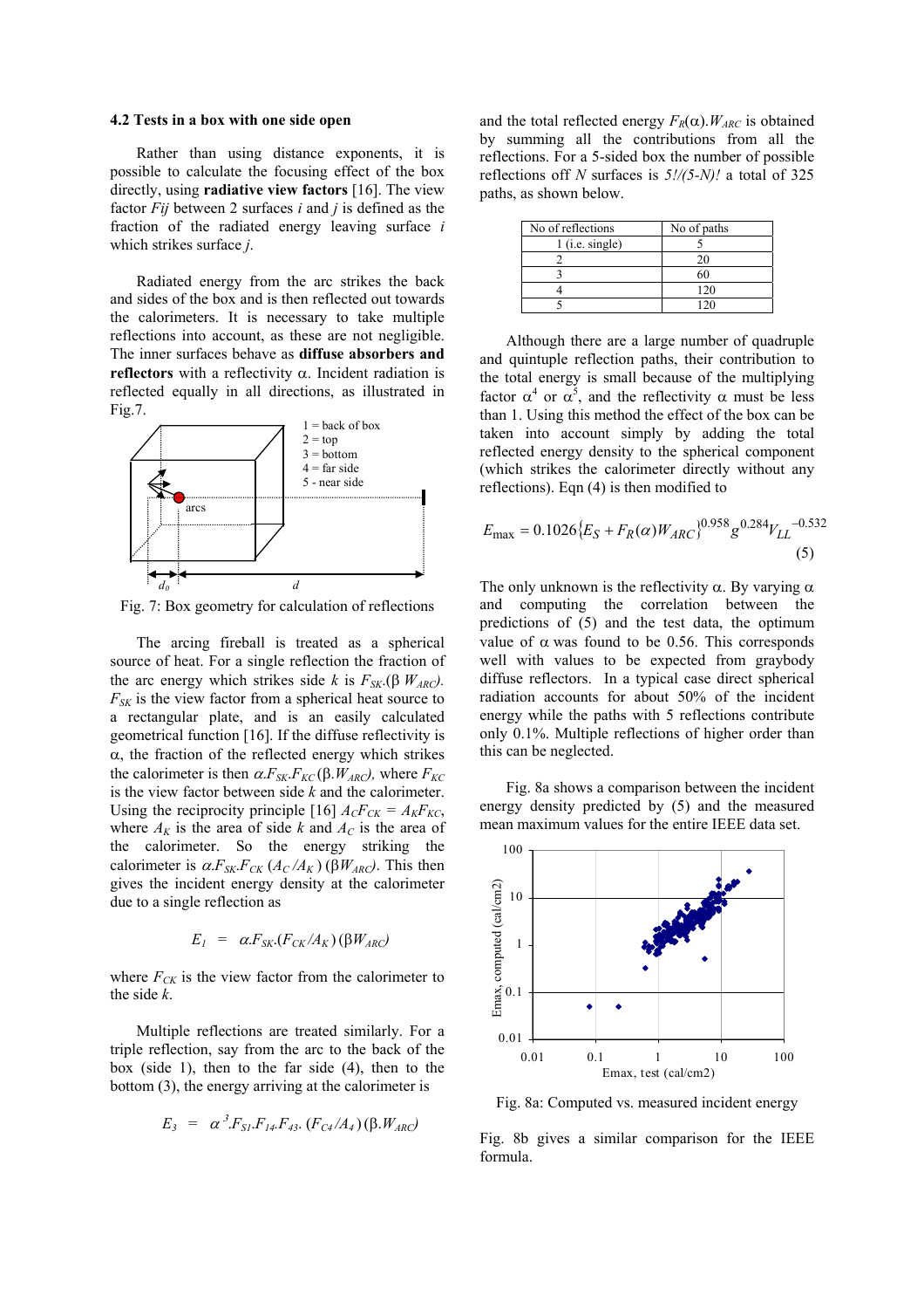### 4.2 Tests in a box with one side open

Rather than using distance exponents, it is possible to calculate the focusing effect of the box directly, using **radiative view factors** [16]. The view factor *Fij* between 2 surfaces *i* and *j* is defined as the fraction of the radiated energy leaving surface *i* which strikes surface *j*.

Radiated energy from the arc strikes the back and sides of the box and is then reflected out towards the calorimeters. It is necessary to take multiple reflections into account, as these are not negligible. The inner surfaces behave as **diffuse absorbers and reflectors** with a reflectivity α. Incident radiation is reflected equally in all directions, as illustrated in Fig.7.

1 = back of box
2 = top
3 = bottom
4 = far side
5 - near side

Fig. 7: Box geometry for calculation of reflections

The arcing fireball is treated as a spherical source of heat. For a single reflection the fraction of the arc energy which strikes side *k* is $F_{SK}.(\beta\ W_{ARC})$. $F_{SK}$ is the view factor from a spherical heat source to a rectangular plate, and is an easily calculated geometrical function [16]. If the diffuse reflectivity is α, the fraction of the reflected energy which strikes the calorimeter is then $\alpha.F_{SK}.F_{KC}(\beta.W_{ARC})$, where $F_{KC}$ is the view factor between side *k* and the calorimeter. Using the reciprocity principle [16] $A_C F_{CK} = A_K F_{KC}$, where $A_K$ is the area of side *k* and $A_C$ is the area of the calorimeter. So the energy striking the calorimeter is $\alpha.F_{SK}.F_{CK}(A_C/A_K)(\beta W_{ARC})$. This then gives the incident energy density at the calorimeter due to a single reflection as

$$E_1 = \alpha.F_{SK}.(F_{CK}/A_K)(\beta W_{ARC})$$

where $F_{CK}$ is the view factor from the calorimeter to the side *k*.

Multiple reflections are treated similarly. For a triple reflection, say from the arc to the back of the box (side 1), then to the far side (4), then to the bottom (3), the energy arriving at the calorimeter is

$$E_3 = \alpha^3.F_{S1}.F_{14}.F_{43}.(F_{C4}/A_4)(\beta.W_{ARC})$$

and the total reflected energy $F_R(\alpha).W_{ARC}$ is obtained by summing all the contributions from all the reflections. For a 5-sided box the number of possible reflections off *N* surfaces is *5!/(5-N)!* a total of 325 paths, as shown below.

| No of reflections | No of paths |
|---|---|
| 1 (i.e. single) | 5 |
| 2 | 20 |
| 3 | 60 |
| 4 | 120 |
| 5 | 120 |

Although there are a large number of quadruple and quintuple reflection paths, their contribution to the total energy is small because of the multiplying factor $\alpha^4$ or $\alpha^5$, and the reflectivity α must be less than 1. Using this method the effect of the box can be taken into account simply by adding the total reflected energy density to the spherical component (which strikes the calorimeter directly without any reflections). Eqn (4) is then modified to

$$E_{max} = 0.1026\{E_S + F_R(\alpha)W_{ARC}\}^{0.958} g^{0.284} V_{LL}^{-0.532} \quad (5)$$

The only unknown is the reflectivity α. By varying α and computing the correlation between the predictions of (5) and the test data, the optimum value of α was found to be 0.56. This corresponds well with values to be expected from graybody diffuse reflectors. In a typical case direct spherical radiation accounts for about 50% of the incident energy while the paths with 5 reflections contribute only 0.1%. Multiple reflections of higher order than this can be neglected.

Fig. 8a shows a comparison between the incident energy density predicted by (5) and the measured mean maximum values for the entire IEEE data set.

Fig. 8a: Computed vs. measured incident energy

Fig. 8b gives a similar comparison for the IEEE formula.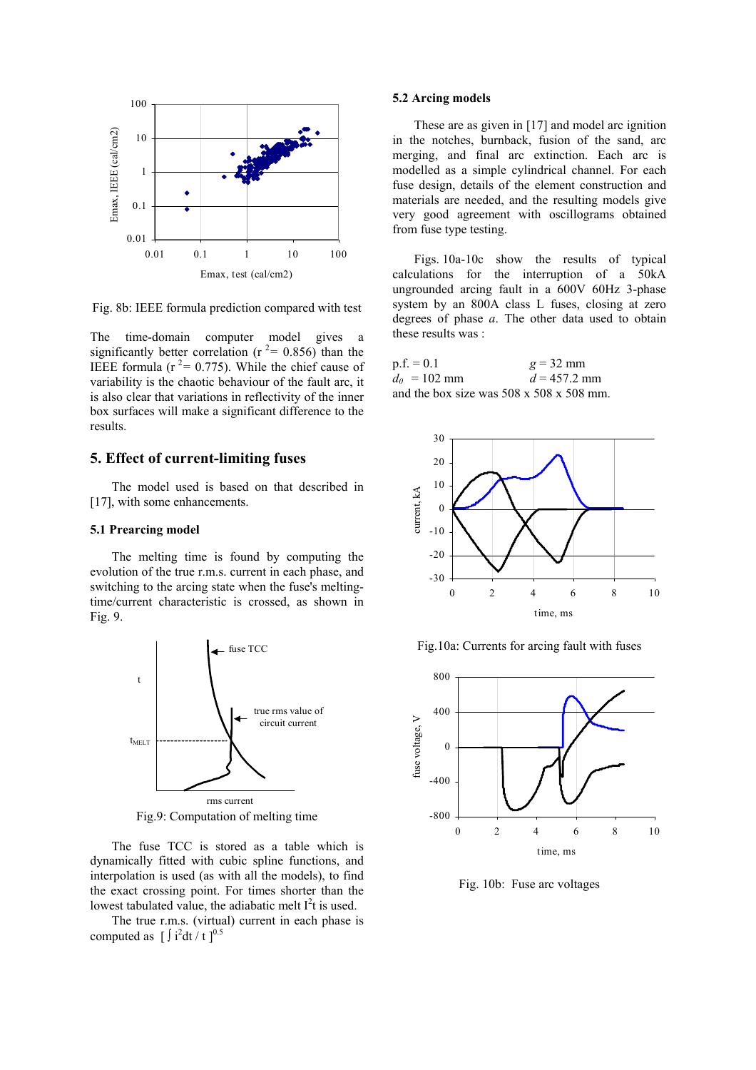Fig. 8b: IEEE formula prediction compared with test

The time-domain computer model gives a significantly better correlation ($r^2 = 0.856$) than the IEEE formula ($r^2 = 0.775$). While the chief cause of variability is the chaotic behaviour of the fault arc, it is also clear that variations in reflectivity of the inner box surfaces will make a significant difference to the results.

## 5. Effect of current-limiting fuses

The model used is based on that described in [17], with some enhancements.

### 5.1 Prearcing model

The melting time is found by computing the evolution of the true r.m.s. current in each phase, and switching to the arcing state when the fuse's melting-time/current characteristic is crossed, as shown in Fig. 9.

Fig.9: Computation of melting time

The fuse TCC is stored as a table which is dynamically fitted with cubic spline functions, and interpolation is used (as with all the models), to find the exact crossing point. For times shorter than the lowest tabulated value, the adiabatic melt $I^2t$ is used.

The true r.m.s. (virtual) current in each phase is computed as $[\int i^2 dt / t]^{0.5}$

### 5.2 Arcing models

These are as given in [17] and model arc ignition in the notches, burnback, fusion of the sand, arc merging, and final arc extinction. Each arc is modelled as a simple cylindrical channel. For each fuse design, details of the element construction and materials are needed, and the resulting models give very good agreement with oscillograms obtained from fuse type testing.

Figs. 10a-10c show the results of typical calculations for the interruption of a 50kA ungrounded arcing fault in a 600V 60Hz 3-phase system by an 800A class L fuses, closing at zero degrees of phase *a*. The other data used to obtain these results was :

p.f. = 0.1 $\qquad$ $g$ = 32 mm
$d_0$ = 102 mm $\qquad$ $d$ = 457.2 mm
and the box size was 508 x 508 x 508 mm.

Fig.10a: Currents for arcing fault with fuses

Fig. 10b: Fuse arc voltages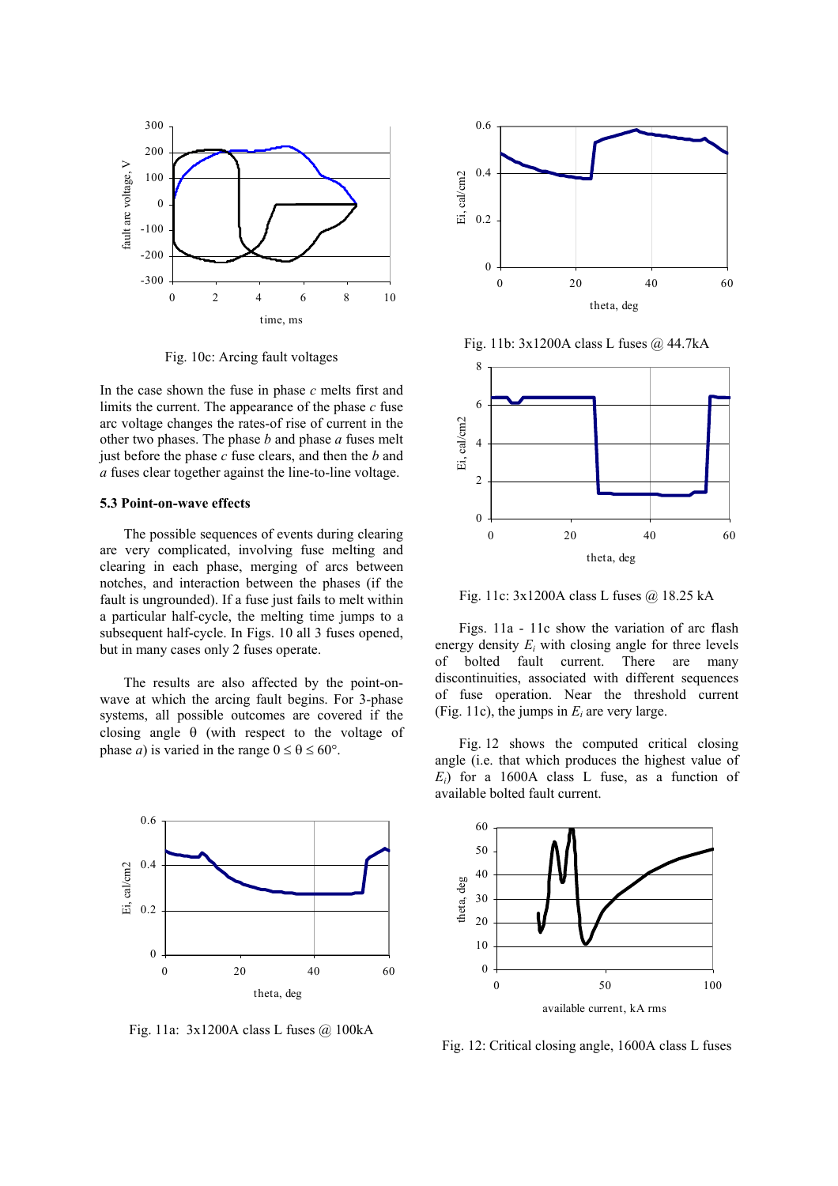Fig. 10c: Arcing fault voltages

In the case shown the fuse in phase *c* melts first and limits the current. The appearance of the phase *c* fuse arc voltage changes the rates-of rise of current in the other two phases. The phase *b* and phase *a* fuses melt just before the phase *c* fuse clears, and then the *b* and *a* fuses clear together against the line-to-line voltage.

### 5.3 Point-on-wave effects

The possible sequences of events during clearing are very complicated, involving fuse melting and clearing in each phase, merging of arcs between notches, and interaction between the phases (if the fault is ungrounded). If a fuse just fails to melt within a particular half-cycle, the melting time jumps to a subsequent half-cycle. In Figs. 10 all 3 fuses opened, but in many cases only 2 fuses operate.

The results are also affected by the point-on-wave at which the arcing fault begins. For 3-phase systems, all possible outcomes are covered if the closing angle θ (with respect to the voltage of phase *a*) is varied in the range $0 \le \theta \le 60°$.

Fig. 11a: 3x1200A class L fuses @ 100kA

Fig. 11b: 3x1200A class L fuses @ 44.7kA

Fig. 11c: 3x1200A class L fuses @ 18.25 kA

Figs. 11a - 11c show the variation of arc flash energy density $E_i$ with closing angle for three levels of bolted fault current. There are many discontinuities, associated with different sequences of fuse operation. Near the threshold current (Fig. 11c), the jumps in $E_i$ are very large.

Fig. 12 shows the computed critical closing angle (i.e. that which produces the highest value of $E_i$) for a 1600A class L fuse, as a function of available bolted fault current.

Fig. 12: Critical closing angle, 1600A class L fuses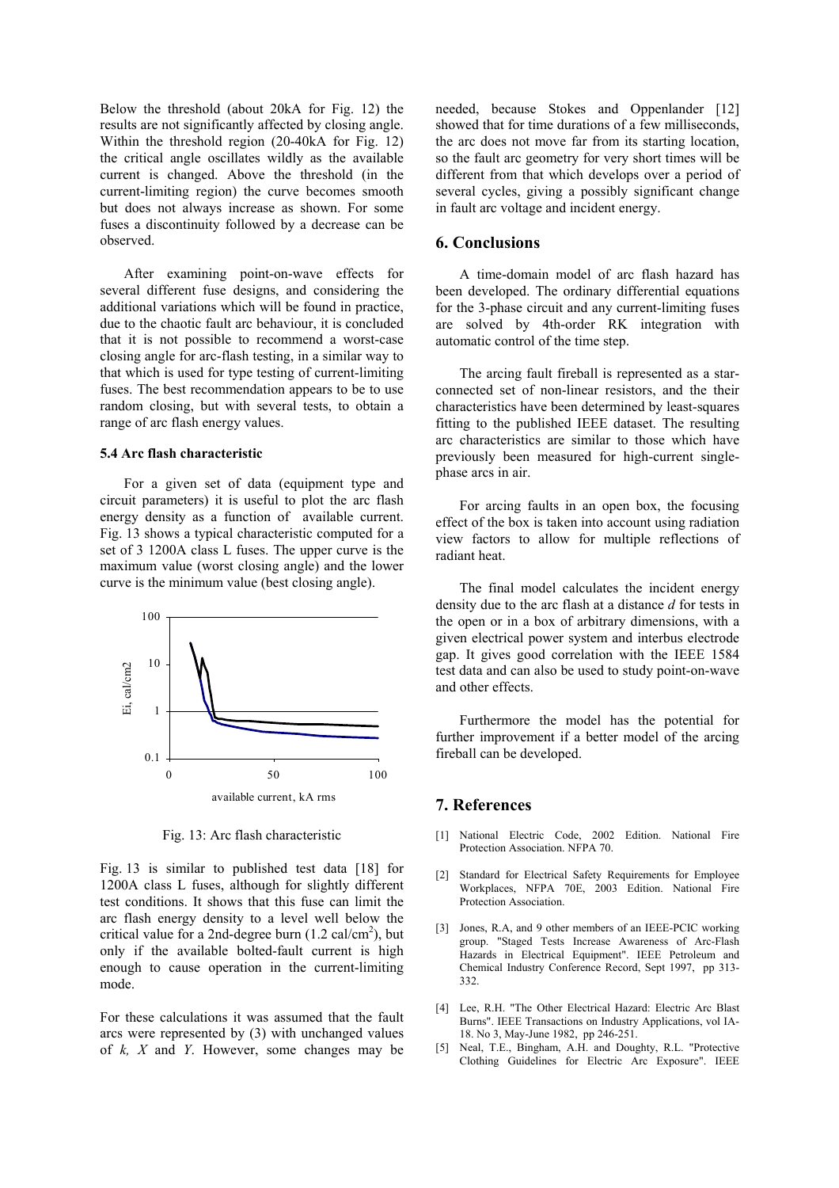Below the threshold (about 20kA for Fig. 12) the results are not significantly affected by closing angle. Within the threshold region (20-40kA for Fig. 12) the critical angle oscillates wildly as the available current is changed. Above the threshold (in the current-limiting region) the curve becomes smooth but does not always increase as shown. For some fuses a discontinuity followed by a decrease can be observed.

After examining point-on-wave effects for several different fuse designs, and considering the additional variations which will be found in practice, due to the chaotic fault arc behaviour, it is concluded that it is not possible to recommend a worst-case closing angle for arc-flash testing, in a similar way to that which is used for type testing of current-limiting fuses. The best recommendation appears to be to use random closing, but with several tests, to obtain a range of arc flash energy values.

### 5.4 Arc flash characteristic

For a given set of data (equipment type and circuit parameters) it is useful to plot the arc flash energy density as a function of available current. Fig. 13 shows a typical characteristic computed for a set of 3 1200A class L fuses. The upper curve is the maximum value (worst closing angle) and the lower curve is the minimum value (best closing angle).

Fig. 13: Arc flash characteristic

Fig. 13 is similar to published test data [18] for 1200A class L fuses, although for slightly different test conditions. It shows that this fuse can limit the arc flash energy density to a level well below the critical value for a 2nd-degree burn (1.2 cal/cm$^2$), but only if the available bolted-fault current is high enough to cause operation in the current-limiting mode.

For these calculations it was assumed that the fault arcs were represented by (3) with unchanged values of $k$, $X$ and $Y$. However, some changes may be needed, because Stokes and Oppenlander [12] showed that for time durations of a few milliseconds, the arc does not move far from its starting location, so the fault arc geometry for very short times will be different from that which develops over a period of several cycles, giving a possibly significant change in fault arc voltage and incident energy.

## 6. Conclusions

A time-domain model of arc flash hazard has been developed. The ordinary differential equations for the 3-phase circuit and any current-limiting fuses are solved by 4th-order RK integration with automatic control of the time step.

The arcing fault fireball is represented as a star-connected set of non-linear resistors, and the their characteristics have been determined by least-squares fitting to the published IEEE dataset. The resulting arc characteristics are similar to those which have previously been measured for high-current single-phase arcs in air.

For arcing faults in an open box, the focusing effect of the box is taken into account using radiation view factors to allow for multiple reflections of radiant heat.

The final model calculates the incident energy density due to the arc flash at a distance $d$ for tests in the open or in a box of arbitrary dimensions, with a given electrical power system and interbus electrode gap. It gives good correlation with the IEEE 1584 test data and can also be used to study point-on-wave and other effects.

Furthermore the model has the potential for further improvement if a better model of the arcing fireball can be developed.

## 7. References

[1] National Electric Code, 2002 Edition. National Fire Protection Association. NFPA 70.

[2] Standard for Electrical Safety Requirements for Employee Workplaces, NFPA 70E, 2003 Edition. National Fire Protection Association.

[3] Jones, R.A, and 9 other members of an IEEE-PCIC working group. "Staged Tests Increase Awareness of Arc-Flash Hazards in Electrical Equipment". IEEE Petroleum and Chemical Industry Conference Record, Sept 1997, pp 313-332.

[4] Lee, R.H. "The Other Electrical Hazard: Electric Arc Blast Burns". IEEE Transactions on Industry Applications, vol IA-18. No 3, May-June 1982, pp 246-251.

[5] Neal, T.E., Bingham, A.H. and Doughty, R.L. "Protective Clothing Guidelines for Electric Arc Exposure". IEEE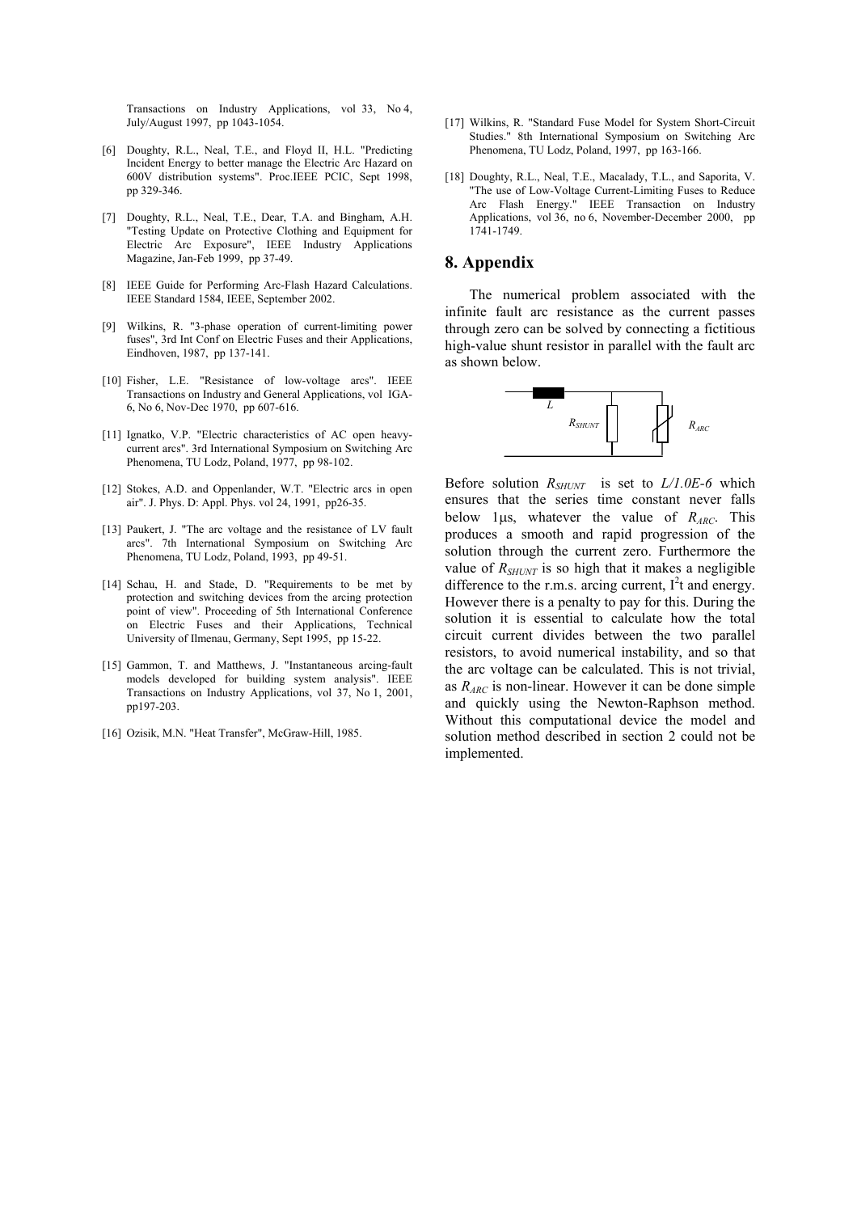Transactions on Industry Applications, vol 33, No 4, July/August 1997, pp 1043-1054.

[6] Doughty, R.L., Neal, T.E., and Floyd II, H.L. "Predicting Incident Energy to better manage the Electric Arc Hazard on 600V distribution systems". Proc.IEEE PCIC, Sept 1998, pp 329-346.

[7] Doughty, R.L., Neal, T.E., Dear, T.A. and Bingham, A.H. "Testing Update on Protective Clothing and Equipment for Electric Arc Exposure", IEEE Industry Applications Magazine, Jan-Feb 1999, pp 37-49.

[8] IEEE Guide for Performing Arc-Flash Hazard Calculations. IEEE Standard 1584, IEEE, September 2002.

[9] Wilkins, R. "3-phase operation of current-limiting power fuses", 3rd Int Conf on Electric Fuses and their Applications, Eindhoven, 1987, pp 137-141.

[10] Fisher, L.E. "Resistance of low-voltage arcs". IEEE Transactions on Industry and General Applications, vol IGA-6, No 6, Nov-Dec 1970, pp 607-616.

[11] Ignatko, V.P. "Electric characteristics of AC open heavy-current arcs". 3rd International Symposium on Switching Arc Phenomena, TU Lodz, Poland, 1977, pp 98-102.

[12] Stokes, A.D. and Oppenlander, W.T. "Electric arcs in open air". J. Phys. D: Appl. Phys. vol 24, 1991, pp26-35.

[13] Paukert, J. "The arc voltage and the resistance of LV fault arcs". 7th International Symposium on Switching Arc Phenomena, TU Lodz, Poland, 1993, pp 49-51.

[14] Schau, H. and Stade, D. "Requirements to be met by protection and switching devices from the arcing protection point of view". Proceeding of 5th International Conference on Electric Fuses and their Applications, Technical University of Ilmenau, Germany, Sept 1995, pp 15-22.

[15] Gammon, T. and Matthews, J. "Instantaneous arcing-fault models developed for building system analysis". IEEE Transactions on Industry Applications, vol 37, No 1, 2001, pp197-203.

[16] Ozisik, M.N. "Heat Transfer", McGraw-Hill, 1985.

[17] Wilkins, R. "Standard Fuse Model for System Short-Circuit Studies." 8th International Symposium on Switching Arc Phenomena, TU Lodz, Poland, 1997, pp 163-166.

[18] Doughty, R.L., Neal, T.E., Macalady, T.L., and Saporita, V. "The use of Low-Voltage Current-Limiting Fuses to Reduce Arc Flash Energy." IEEE Transaction on Industry Applications, vol 36, no 6, November-December 2000, pp 1741-1749.

## 8. Appendix

The numerical problem associated with the infinite fault arc resistance as the current passes through zero can be solved by connecting a fictitious high-value shunt resistor in parallel with the fault arc as shown below.

$L$

$R_{SHUNT}$

$R_{ARC}$

Before solution $R_{SHUNT}$ is set to $L/1.0E\text{-}6$ which ensures that the series time constant never falls below 1μs, whatever the value of $R_{ARC}$. This produces a smooth and rapid progression of the solution through the current zero. Furthermore the value of $R_{SHUNT}$ is so high that it makes a negligible difference to the r.m.s. arcing current, $I^2t$ and energy. However there is a penalty to pay for this. During the solution it is essential to calculate how the total circuit current divides between the two parallel resistors, to avoid numerical instability, and so that the arc voltage can be calculated. This is not trivial, as $R_{ARC}$ is non-linear. However it can be done simple and quickly using the Newton-Raphson method. Without this computational device the model and solution method described in section 2 could not be implemented.